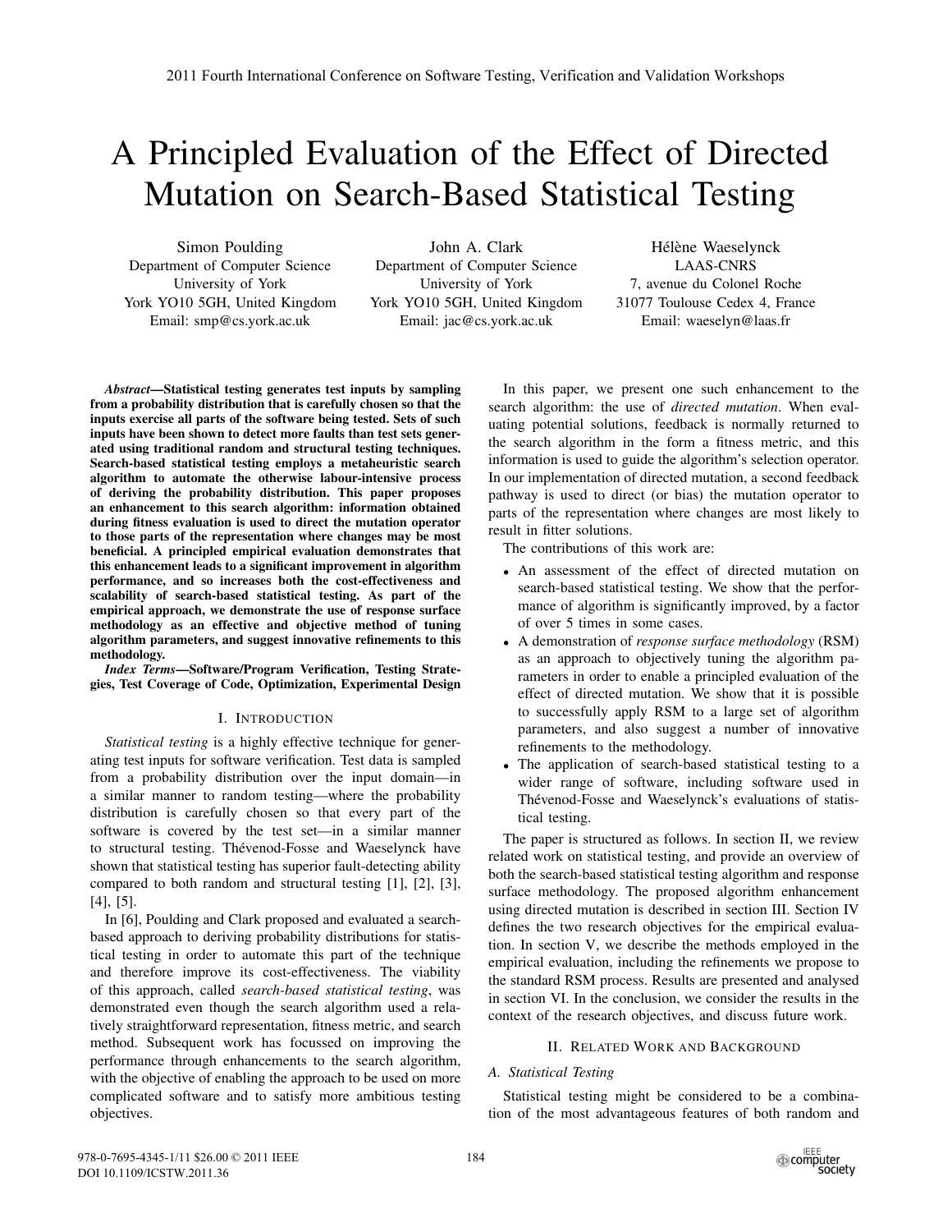# A Principled Evaluation of the Effect of Directed Mutation on Search-Based Statistical Testing

Simon Poulding
Department of Computer Science
University of York
York YO10 5GH, United Kingdom
Email: smp@cs.york.ac.uk

John A. Clark
Department of Computer Science
University of York
York YO10 5GH, United Kingdom
Email: jac@cs.york.ac.uk

Hélène Waeselynck
LAAS-CNRS
7, avenue du Colonel Roche
31077 Toulouse Cedex 4, France
Email: waeselyn@laas.fr

***Abstract*—Statistical testing generates test inputs by sampling from a probability distribution that is carefully chosen so that the inputs exercise all parts of the software being tested. Sets of such inputs have been shown to detect more faults than test sets generated using traditional random and structural testing techniques. Search-based statistical testing employs a metaheuristic search algorithm to automate the otherwise labour-intensive process of deriving the probability distribution. This paper proposes an enhancement to this search algorithm: information obtained during fitness evaluation is used to direct the mutation operator to those parts of the representation where changes may be most beneficial. A principled empirical evaluation demonstrates that this enhancement leads to a significant improvement in algorithm performance, and so increases both the cost-effectiveness and scalability of search-based statistical testing. As part of the empirical approach, we demonstrate the use of response surface methodology as an effective and objective method of tuning algorithm parameters, and suggest innovative refinements to this methodology.**

***Index Terms*—Software/Program Verification, Testing Strategies, Test Coverage of Code, Optimization, Experimental Design**

## I. Introduction

*Statistical testing* is a highly effective technique for generating test inputs for software verification. Test data is sampled from a probability distribution over the input domain—in a similar manner to random testing—where the probability distribution is carefully chosen so that every part of the software is covered by the test set—in a similar manner to structural testing. Thévenod-Fosse and Waeselynck have shown that statistical testing has superior fault-detecting ability compared to both random and structural testing [1], [2], [3], [4], [5].

In [6], Poulding and Clark proposed and evaluated a search-based approach to deriving probability distributions for statistical testing in order to automate this part of the technique and therefore improve its cost-effectiveness. The viability of this approach, called *search-based statistical testing*, was demonstrated even though the search algorithm used a relatively straightforward representation, fitness metric, and search method. Subsequent work has focussed on improving the performance through enhancements to the search algorithm, with the objective of enabling the approach to be used on more complicated software and to satisfy more ambitious testing objectives.

In this paper, we present one such enhancement to the search algorithm: the use of *directed mutation*. When evaluating potential solutions, feedback is normally returned to the search algorithm in the form a fitness metric, and this information is used to guide the algorithm's selection operator. In our implementation of directed mutation, a second feedback pathway is used to direct (or bias) the mutation operator to parts of the representation where changes are most likely to result in fitter solutions.

The contributions of this work are:

- An assessment of the effect of directed mutation on search-based statistical testing. We show that the performance of algorithm is significantly improved, by a factor of over 5 times in some cases.
- A demonstration of *response surface methodology* (RSM) as an approach to objectively tuning the algorithm parameters in order to enable a principled evaluation of the effect of directed mutation. We show that it is possible to successfully apply RSM to a large set of algorithm parameters, and also suggest a number of innovative refinements to the methodology.
- The application of search-based statistical testing to a wider range of software, including software used in Thévenod-Fosse and Waeselynck's evaluations of statistical testing.

The paper is structured as follows. In section II, we review related work on statistical testing, and provide an overview of both the search-based statistical testing algorithm and response surface methodology. The proposed algorithm enhancement using directed mutation is described in section III. Section IV defines the two research objectives for the empirical evaluation. In section V, we describe the methods employed in the empirical evaluation, including the refinements we propose to the standard RSM process. Results are presented and analysed in section VI. In the conclusion, we consider the results in the context of the research objectives, and discuss future work.

## II. Related Work and Background

### A. Statistical Testing

Statistical testing might be considered to be a combination of the most advantageous features of both random and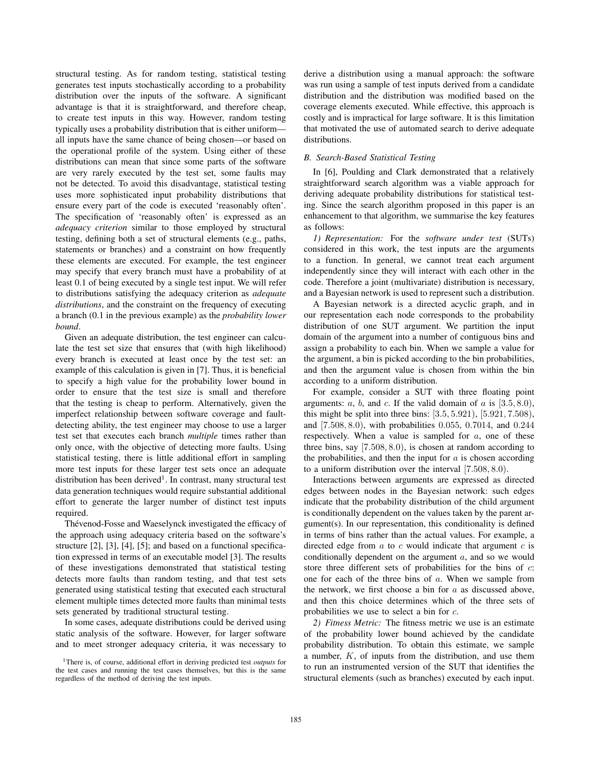structural testing. As for random testing, statistical testing generates test inputs stochastically according to a probability distribution over the inputs of the software. A significant advantage is that it is straightforward, and therefore cheap, to create test inputs in this way. However, random testing typically uses a probability distribution that is either uniform—all inputs have the same chance of being chosen—or based on the operational profile of the system. Using either of these distributions can mean that since some parts of the software are very rarely executed by the test set, some faults may not be detected. To avoid this disadvantage, statistical testing uses more sophisticated input probability distributions that ensure every part of the code is executed 'reasonably often'. The specification of 'reasonably often' is expressed as an *adequacy criterion* similar to those employed by structural testing, defining both a set of structural elements (e.g., paths, statements or branches) and a constraint on how frequently these elements are executed. For example, the test engineer may specify that every branch must have a probability of at least 0.1 of being executed by a single test input. We will refer to distributions satisfying the adequacy criterion as *adequate distributions*, and the constraint on the frequency of executing a branch (0.1 in the previous example) as the *probability lower bound*.

Given an adequate distribution, the test engineer can calculate the test set size that ensures that (with high likelihood) every branch is executed at least once by the test set: an example of this calculation is given in [7]. Thus, it is beneficial to specify a high value for the probability lower bound in order to ensure that the test size is small and therefore that the testing is cheap to perform. Alternatively, given the imperfect relationship between software coverage and fault-detecting ability, the test engineer may choose to use a larger test set that executes each branch *multiple* times rather than only once, with the objective of detecting more faults. Using statistical testing, there is little additional effort in sampling more test inputs for these larger test sets once an adequate distribution has been derived[1]. In contrast, many structural test data generation techniques would require substantial additional effort to generate the larger number of distinct test inputs required.

Thévenod-Fosse and Waeselynck investigated the efficacy of the approach using adequacy criteria based on the software's structure [2], [3], [4], [5]; and based on a functional specification expressed in terms of an executable model [3]. The results of these investigations demonstrated that statistical testing detects more faults than random testing, and that test sets generated using statistical testing that executed each structural element multiple times detected more faults than minimal tests sets generated by traditional structural testing.

In some cases, adequate distributions could be derived using static analysis of the software. However, for larger software and to meet stronger adequacy criteria, it was necessary to derive a distribution using a manual approach: the software was run using a sample of test inputs derived from a candidate distribution and the distribution was modified based on the coverage elements executed. While effective, this approach is costly and is impractical for large software. It is this limitation that motivated the use of automated search to derive adequate distributions.

### B. Search-Based Statistical Testing

In [6], Poulding and Clark demonstrated that a relatively straightforward search algorithm was a viable approach for deriving adequate probability distributions for statistical testing. Since the search algorithm proposed in this paper is an enhancement to that algorithm, we summarise the key features as follows:

*1) Representation:* For the *software under test* (SUTs) considered in this work, the test inputs are the arguments to a function. In general, we cannot treat each argument independently since they will interact with each other in the code. Therefore a joint (multivariate) distribution is necessary, and a Bayesian network is used to represent such a distribution.

A Bayesian network is a directed acyclic graph, and in our representation each node corresponds to the probability distribution of one SUT argument. We partition the input domain of the argument into a number of contiguous bins and assign a probability to each bin. When we sample a value for the argument, a bin is picked according to the bin probabilities, and then the argument value is chosen from within the bin according to a uniform distribution.

For example, consider a SUT with three floating point arguments: $a$, $b$, and $c$. If the valid domain of $a$ is $[3.5, 8.0)$, this might be split into three bins: $[3.5, 5.921)$, $[5.921, 7.508)$, and $[7.508, 8.0)$, with probabilities $0.055$, $0.7014$, and $0.244$ respectively. When a value is sampled for $a$, one of these three bins, say $[7.508, 8.0)$, is chosen at random according to the probabilities, and then the input for $a$ is chosen according to a uniform distribution over the interval $[7.508, 8.0)$.

Interactions between arguments are expressed as directed edges between nodes in the Bayesian network: such edges indicate that the probability distribution of the child argument is conditionally dependent on the values taken by the parent argument(s). In our representation, this conditionality is defined in terms of bins rather than the actual values. For example, a directed edge from $a$ to $c$ would indicate that argument $c$ is conditionally dependent on the argument $a$, and so we would store three different sets of probabilities for the bins of $c$: one for each of the three bins of $a$. When we sample from the network, we first choose a bin for $a$ as discussed above, and then this choice determines which of the three sets of probabilities we use to select a bin for $c$.

*2) Fitness Metric:* The fitness metric we use is an estimate of the probability lower bound achieved by the candidate probability distribution. To obtain this estimate, we sample a number, $K$, of inputs from the distribution, and use them to run an instrumented version of the SUT that identifies the structural elements (such as branches) executed by each input.

[1] There is, of course, additional effort in deriving predicted test *outputs* for the test cases and running the test cases themselves, but this is the same regardless of the method of deriving the test inputs.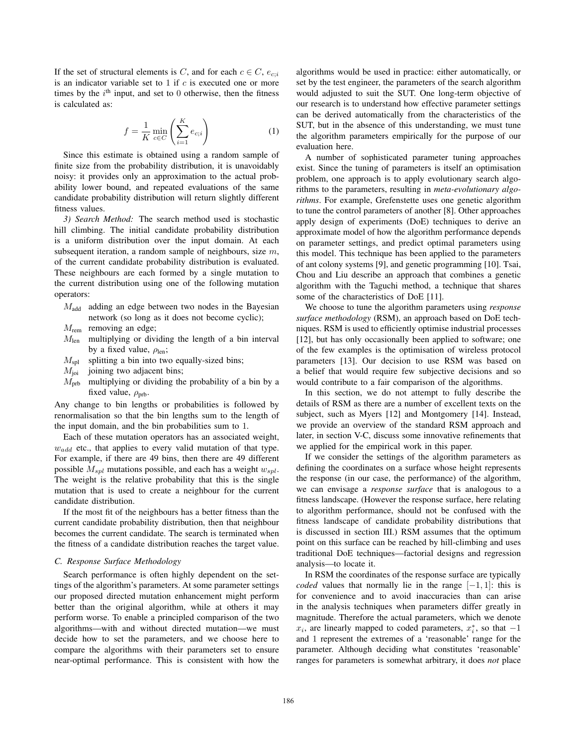If the set of structural elements is $C$, and for each $c \in C$, $e_{c;i}$ is an indicator variable set to 1 if $c$ is executed one or more times by the $i^{\text{th}}$ input, and set to 0 otherwise, then the fitness is calculated as:

$$f = \frac{1}{K} \min_{c \in C} \left( \sum_{i=1}^{K} e_{c;i} \right) \tag{1}$$

Since this estimate is obtained using a random sample of finite size from the probability distribution, it is unavoidably noisy: it provides only an approximation to the actual probability lower bound, and repeated evaluations of the same candidate probability distribution will return slightly different fitness values.

*3) Search Method:* The search method used is stochastic hill climbing. The initial candidate probability distribution is a uniform distribution over the input domain. At each subsequent iteration, a random sample of neighbours, size $m$, of the current candidate probability distribution is evaluated. These neighbours are each formed by a single mutation to the current distribution using one of the following mutation operators:

- $M_{\text{add}}$ adding an edge between two nodes in the Bayesian network (so long as it does not become cyclic);
- $M_{\text{rem}}$ removing an edge;
- $M_{\text{len}}$ multiplying or dividing the length of a bin interval by a fixed value, $\rho_{\text{len}}$;
- $M_{\text{spl}}$ splitting a bin into two equally-sized bins;
- $M_{\text{joi}}$ joining two adjacent bins;
- $M_{\text{prb}}$ multiplying or dividing the probability of a bin by a fixed value, $\rho_{\text{prb}}$.

Any change to bin lengths or probabilities is followed by renormalisation so that the bin lengths sum to the length of the input domain, and the bin probabilities sum to 1.

Each of these mutation operators has an associated weight, $w_{add}$ etc., that applies to every valid mutation of that type. For example, if there are 49 bins, then there are 49 different possible $M_{spl}$ mutations possible, and each has a weight $w_{spl}$. The weight is the relative probability that this is the single mutation that is used to create a neighbour for the current candidate distribution.

If the most fit of the neighbours has a better fitness than the current candidate probability distribution, then that neighbour becomes the current candidate. The search is terminated when the fitness of a candidate distribution reaches the target value.

### C. Response Surface Methodology

Search performance is often highly dependent on the settings of the algorithm's parameters. At some parameter settings our proposed directed mutation enhancement might perform better than the original algorithm, while at others it may perform worse. To enable a principled comparison of the two algorithms—with and without directed mutation—we must decide how to set the parameters, and we choose here to compare the algorithms with their parameters set to ensure near-optimal performance. This is consistent with how the algorithms would be used in practice: either automatically, or set by the test engineer, the parameters of the search algorithm would adjusted to suit the SUT. One long-term objective of our research is to understand how effective parameter settings can be derived automatically from the characteristics of the SUT, but in the absence of this understanding, we must tune the algorithm parameters empirically for the purpose of our evaluation here.

A number of sophisticated parameter tuning approaches exist. Since the tuning of parameters is itself an optimisation problem, one approach is to apply evolutionary search algorithms to the parameters, resulting in *meta-evolutionary algorithms*. For example, Grefenstette uses one genetic algorithm to tune the control parameters of another [8]. Other approaches apply design of experiments (DoE) techniques to derive an approximate model of how the algorithm performance depends on parameter settings, and predict optimal parameters using this model. This technique has been applied to the parameters of ant colony systems [9], and genetic programming [10]. Tsai, Chou and Liu describe an approach that combines a genetic algorithm with the Taguchi method, a technique that shares some of the characteristics of DoE [11].

We choose to tune the algorithm parameters using *response surface methodology* (RSM), an approach based on DoE techniques. RSM is used to efficiently optimise industrial processes [12], but has only occasionally been applied to software; one of the few examples is the optimisation of wireless protocol parameters [13]. Our decision to use RSM was based on a belief that would require few subjective decisions and so would contribute to a fair comparison of the algorithms.

In this section, we do not attempt to fully describe the details of RSM as there are a number of excellent texts on the subject, such as Myers [12] and Montgomery [14]. Instead, we provide an overview of the standard RSM approach and later, in section V-C, discuss some innovative refinements that we applied for the empirical work in this paper.

If we consider the settings of the algorithm parameters as defining the coordinates on a surface whose height represents the response (in our case, the performance) of the algorithm, we can envisage a *response surface* that is analogous to a fitness landscape. (However the response surface, here relating to algorithm performance, should not be confused with the fitness landscape of candidate probability distributions that is discussed in section III.) RSM assumes that the optimum point on this surface can be reached by hill-climbing and uses traditional DoE techniques—factorial designs and regression analysis—to locate it.

In RSM the coordinates of the response surface are typically *coded* values that normally lie in the range $[-1, 1]$: this is for convenience and to avoid inaccuracies than can arise in the analysis techniques when parameters differ greatly in magnitude. Therefore the actual parameters, which we denote $x_i$, are linearly mapped to coded parameters, $x_i^*$, so that $-1$ and 1 represent the extremes of a 'reasonable' range for the parameter. Although deciding what constitutes 'reasonable' ranges for parameters is somewhat arbitrary, it does *not* place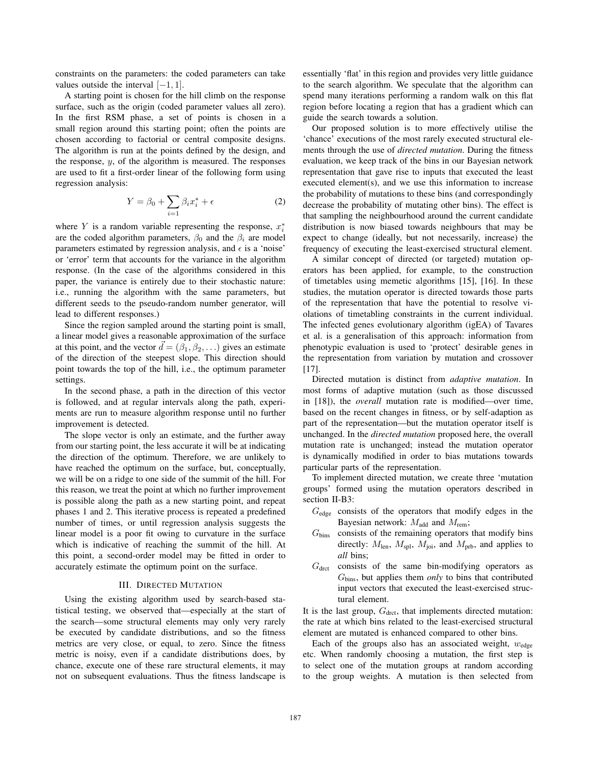constraints on the parameters: the coded parameters can take values outside the interval $[-1, 1]$.

A starting point is chosen for the hill climb on the response surface, such as the origin (coded parameter values all zero). In the first RSM phase, a set of points is chosen in a small region around this starting point; often the points are chosen according to factorial or central composite designs. The algorithm is run at the points defined by the design, and the response, $y$, of the algorithm is measured. The responses are used to fit a first-order linear of the following form using regression analysis:

$$Y = \beta_0 + \sum_{i=1} \beta_i x_i^* + \epsilon \tag{2}$$

where $Y$ is a random variable representing the response, $x_i^*$ are the coded algorithm parameters, $\beta_0$ and the $\beta_i$ are model parameters estimated by regression analysis, and $\epsilon$ is a 'noise' or 'error' term that accounts for the variance in the algorithm response. (In the case of the algorithms considered in this paper, the variance is entirely due to their stochastic nature: i.e., running the algorithm with the same parameters, but different seeds to the pseudo-random number generator, will lead to different responses.)

Since the region sampled around the starting point is small, a linear model gives a reasonable approximation of the surface at this point, and the vector $\vec{d} = (\beta_1, \beta_2, \ldots)$ gives an estimate of the direction of the steepest slope. This direction should point towards the top of the hill, i.e., the optimum parameter settings.

In the second phase, a path in the direction of this vector is followed, and at regular intervals along the path, experiments are run to measure algorithm response until no further improvement is detected.

The slope vector is only an estimate, and the further away from our starting point, the less accurate it will be at indicating the direction of the optimum. Therefore, we are unlikely to have reached the optimum on the surface, but, conceptually, we will be on a ridge to one side of the summit of the hill. For this reason, we treat the point at which no further improvement is possible along the path as a new starting point, and repeat phases 1 and 2. This iterative process is repeated a predefined number of times, or until regression analysis suggests the linear model is a poor fit owing to curvature in the surface which is indicative of reaching the summit of the hill. At this point, a second-order model may be fitted in order to accurately estimate the optimum point on the surface.

## III. Directed Mutation

Using the existing algorithm used by search-based statistical testing, we observed that—especially at the start of the search—some structural elements may only very rarely be executed by candidate distributions, and so the fitness metrics are very close, or equal, to zero. Since the fitness metric is noisy, even if a candidate distributions does, by chance, execute one of these rare structural elements, it may not on subsequent evaluations. Thus the fitness landscape is essentially 'flat' in this region and provides very little guidance to the search algorithm. We speculate that the algorithm can spend many iterations performing a random walk on this flat region before locating a region that has a gradient which can guide the search towards a solution.

Our proposed solution is to more effectively utilise the 'chance' executions of the most rarely executed structural elements through the use of *directed mutation*. During the fitness evaluation, we keep track of the bins in our Bayesian network representation that gave rise to inputs that executed the least executed element(s), and we use this information to increase the probability of mutations to these bins (and correspondingly decrease the probability of mutating other bins). The effect is that sampling the neighbourhood around the current candidate distribution is now biased towards neighbours that may be expect to change (ideally, but not necessarily, increase) the frequency of executing the least-exercised structural element.

A similar concept of directed (or targeted) mutation operators has been applied, for example, to the construction of timetables using memetic algorithms [15], [16]. In these studies, the mutation operator is directed towards those parts of the representation that have the potential to resolve violations of timetabling constraints in the current individual. The infected genes evolutionary algorithm (igEA) of Tavares et al. is a generalisation of this approach: information from phenotypic evaluation is used to 'protect' desirable genes in the representation from variation by mutation and crossover [17].

Directed mutation is distinct from *adaptive mutation*. In most forms of adaptive mutation (such as those discussed in [18]), the *overall* mutation rate is modified—over time, based on the recent changes in fitness, or by self-adaption as part of the representation—but the mutation operator itself is unchanged. In the *directed mutation* proposed here, the overall mutation rate is unchanged; instead the mutation operator is dynamically modified in order to bias mutations towards particular parts of the representation.

To implement directed mutation, we create three 'mutation groups' formed using the mutation operators described in section II-B3:

- $G_{\text{edge}}$ consists of the operators that modify edges in the Bayesian network: $M_{\text{add}}$ and $M_{\text{rem}}$;
- $G_{\text{bins}}$ consists of the remaining operators that modify bins directly: $M_{\text{len}}$, $M_{\text{spl}}$, $M_{\text{joi}}$, and $M_{\text{prb}}$, and applies to *all* bins;
- $G_{\text{drct}}$ consists of the same bin-modifying operators as $G_{\text{bins}}$, but applies them *only* to bins that contributed input vectors that executed the least-exercised structural element.

It is the last group, $G_{\text{drct}}$, that implements directed mutation: the rate at which bins related to the least-exercised structural element are mutated is enhanced compared to other bins.

Each of the groups also has an associated weight, $w_{\text{edge}}$ etc. When randomly choosing a mutation, the first step is to select one of the mutation groups at random according to the group weights. A mutation is then selected from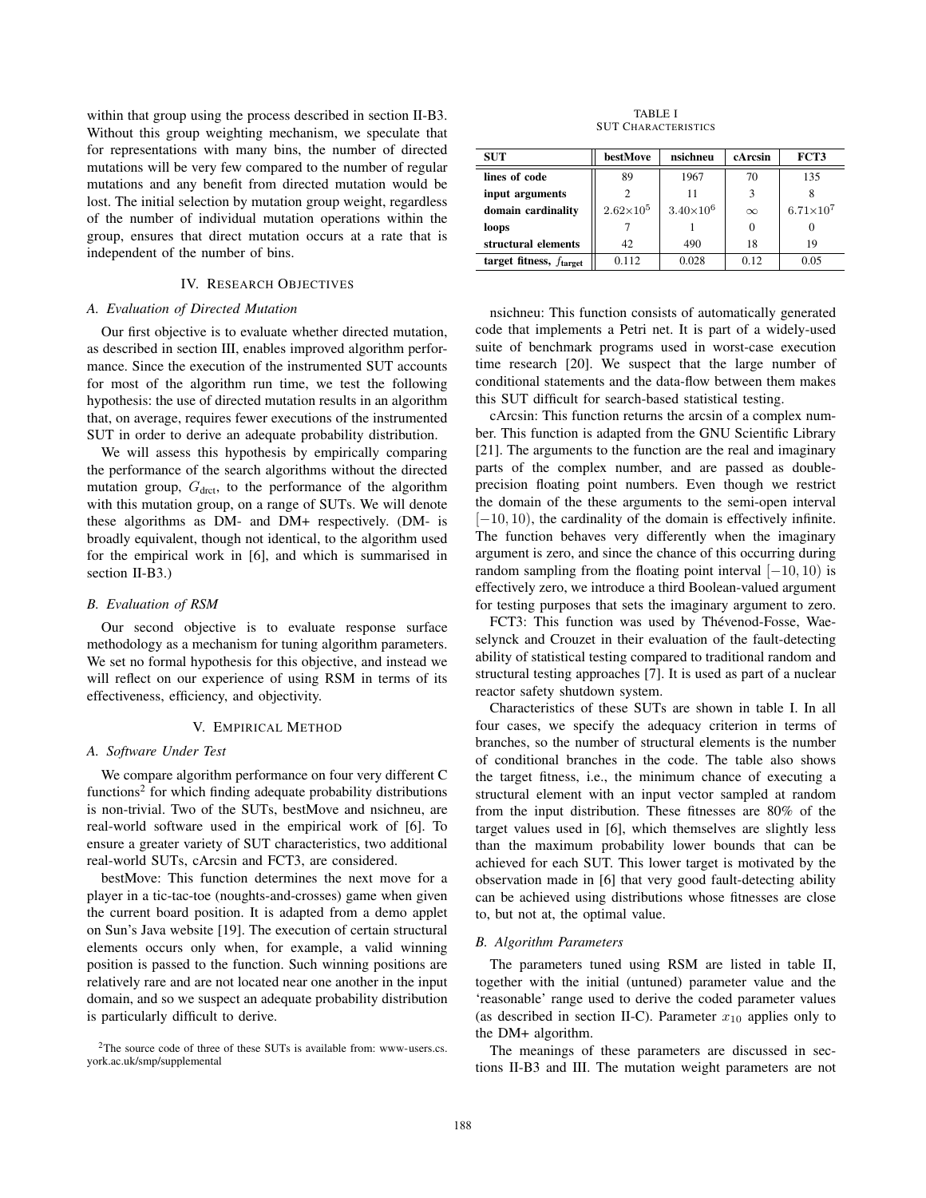within that group using the process described in section II-B3. Without this group weighting mechanism, we speculate that for representations with many bins, the number of directed mutations will be very few compared to the number of regular mutations and any benefit from directed mutation would be lost. The initial selection by mutation group weight, regardless of the number of individual mutation operations within the group, ensures that direct mutation occurs at a rate that is independent of the number of bins.

## IV. Research Objectives

### A. Evaluation of Directed Mutation

Our first objective is to evaluate whether directed mutation, as described in section III, enables improved algorithm performance. Since the execution of the instrumented SUT accounts for most of the algorithm run time, we test the following hypothesis: the use of directed mutation results in an algorithm that, on average, requires fewer executions of the instrumented SUT in order to derive an adequate probability distribution.

We will assess this hypothesis by empirically comparing the performance of the search algorithms without the directed mutation group, $G_{\text{drct}}$, to the performance of the algorithm with this mutation group, on a range of SUTs. We will denote these algorithms as DM- and DM+ respectively. (DM- is broadly equivalent, though not identical, to the algorithm used for the empirical work in [6], and which is summarised in section II-B3.)

### B. Evaluation of RSM

Our second objective is to evaluate response surface methodology as a mechanism for tuning algorithm parameters. We set no formal hypothesis for this objective, and instead we will reflect on our experience of using RSM in terms of its effectiveness, efficiency, and objectivity.

## V. Empirical Method

### A. Software Under Test

We compare algorithm performance on four very different C functions[2] for which finding adequate probability distributions is non-trivial. Two of the SUTs, bestMove and nsichneu, are real-world software used in the empirical work of [6]. To ensure a greater variety of SUT characteristics, two additional real-world SUTs, cArcsin and FCT3, are considered.

bestMove: This function determines the next move for a player in a tic-tac-toe (noughts-and-crosses) game when given the current board position. It is adapted from a demo applet on Sun's Java website [19]. The execution of certain structural elements occurs only when, for example, a valid winning position is passed to the function. Such winning positions are relatively rare and are not located near one another in the input domain, and so we suspect an adequate probability distribution is particularly difficult to derive.

[2] The source code of three of these SUTs is available from: www-users.cs.york.ac.uk/smp/supplemental

TABLE I
SUT Characteristics

| SUT | bestMove | nsichneu | cArcsin | FCT3 |
|---|---|---|---|---|
| **lines of code** | 89 | 1967 | 70 | 135 |
| **input arguments** | 2 | 11 | 3 | 8 |
| **domain cardinality** | $2.62{\times}10^5$ | $3.40{\times}10^6$ | $\infty$ | $6.71{\times}10^7$ |
| **loops** | 7 | 1 | 0 | 0 |
| **structural elements** | 42 | 490 | 18 | 19 |
| **target fitness, $f_{\text{target}}$** | 0.112 | 0.028 | 0.12 | 0.05 |

nsichneu: This function consists of automatically generated code that implements a Petri net. It is part of a widely-used suite of benchmark programs used in worst-case execution time research [20]. We suspect that the large number of conditional statements and the data-flow between them makes this SUT difficult for search-based statistical testing.

cArcsin: This function returns the arcsin of a complex number. This function is adapted from the GNU Scientific Library [21]. The arguments to the function are the real and imaginary parts of the complex number, and are passed as double-precision floating point numbers. Even though we restrict the domain of the these arguments to the semi-open interval $[-10, 10)$, the cardinality of the domain is effectively infinite. The function behaves very differently when the imaginary argument is zero, and since the chance of this occurring during random sampling from the floating point interval $[-10, 10)$ is effectively zero, we introduce a third Boolean-valued argument for testing purposes that sets the imaginary argument to zero.

FCT3: This function was used by Thévenod-Fosse, Waeselynck and Crouzet in their evaluation of the fault-detecting ability of statistical testing compared to traditional random and structural testing approaches [7]. It is used as part of a nuclear reactor safety shutdown system.

Characteristics of these SUTs are shown in table I. In all four cases, we specify the adequacy criterion in terms of branches, so the number of structural elements is the number of conditional branches in the code. The table also shows the target fitness, i.e., the minimum chance of executing a structural element with an input vector sampled at random from the input distribution. These fitnesses are 80% of the target values used in [6], which themselves are slightly less than the maximum probability lower bounds that can be achieved for each SUT. This lower target is motivated by the observation made in [6] that very good fault-detecting ability can be achieved using distributions whose fitnesses are close to, but not at, the optimal value.

### B. Algorithm Parameters

The parameters tuned using RSM are listed in table II, together with the initial (untuned) parameter value and the 'reasonable' range used to derive the coded parameter values (as described in section II-C). Parameter $x_{10}$ applies only to the DM+ algorithm.

The meanings of these parameters are discussed in sections II-B3 and III. The mutation weight parameters are not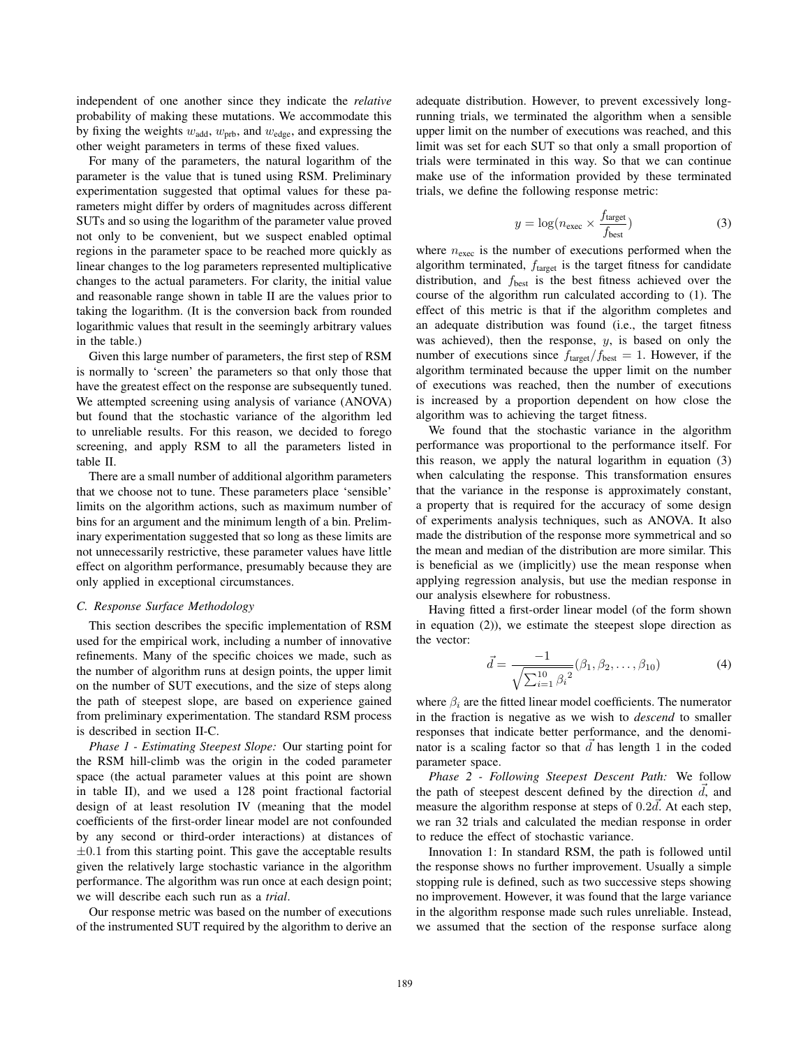independent of one another since they indicate the *relative* probability of making these mutations. We accommodate this by fixing the weights $w_{\text{add}}$, $w_{\text{prb}}$, and $w_{\text{edge}}$, and expressing the other weight parameters in terms of these fixed values.

For many of the parameters, the natural logarithm of the parameter is the value that is tuned using RSM. Preliminary experimentation suggested that optimal values for these parameters might differ by orders of magnitudes across different SUTs and so using the logarithm of the parameter value proved not only to be convenient, but we suspect enabled optimal regions in the parameter space to be reached more quickly as linear changes to the log parameters represented multiplicative changes to the actual parameters. For clarity, the initial value and reasonable range shown in table II are the values prior to taking the logarithm. (It is the conversion back from rounded logarithmic values that result in the seemingly arbitrary values in the table.)

Given this large number of parameters, the first step of RSM is normally to 'screen' the parameters so that only those that have the greatest effect on the response are subsequently tuned. We attempted screening using analysis of variance (ANOVA) but found that the stochastic variance of the algorithm led to unreliable results. For this reason, we decided to forego screening, and apply RSM to all the parameters listed in table II.

There are a small number of additional algorithm parameters that we choose not to tune. These parameters place 'sensible' limits on the algorithm actions, such as maximum number of bins for an argument and the minimum length of a bin. Preliminary experimentation suggested that so long as these limits are not unnecessarily restrictive, these parameter values have little effect on algorithm performance, presumably because they are only applied in exceptional circumstances.

### C. Response Surface Methodology

This section describes the specific implementation of RSM used for the empirical work, including a number of innovative refinements. Many of the specific choices we made, such as the number of algorithm runs at design points, the upper limit on the number of SUT executions, and the size of steps along the path of steepest slope, are based on experience gained from preliminary experimentation. The standard RSM process is described in section II-C.

*Phase 1 - Estimating Steepest Slope:* Our starting point for the RSM hill-climb was the origin in the coded parameter space (the actual parameter values at this point are shown in table II), and we used a 128 point fractional factorial design of at least resolution IV (meaning that the model coefficients of the first-order linear model are not confounded by any second or third-order interactions) at distances of $\pm 0.1$ from this starting point. This gave the acceptable results given the relatively large stochastic variance in the algorithm performance. The algorithm was run once at each design point; we will describe each such run as a *trial*.

Our response metric was based on the number of executions of the instrumented SUT required by the algorithm to derive an adequate distribution. However, to prevent excessively long-running trials, we terminated the algorithm when a sensible upper limit on the number of executions was reached, and this limit was set for each SUT so that only a small proportion of trials were terminated in this way. So that we can continue make use of the information provided by these terminated trials, we define the following response metric:

$$y = \log(n_{\text{exec}} \times \frac{f_{\text{target}}}{f_{\text{best}}}) \tag{3}$$

where $n_{\text{exec}}$ is the number of executions performed when the algorithm terminated, $f_{\text{target}}$ is the target fitness for candidate distribution, and $f_{\text{best}}$ is the best fitness achieved over the course of the algorithm run calculated according to (1). The effect of this metric is that if the algorithm completes and an adequate distribution was found (i.e., the target fitness was achieved), then the response, $y$, is based on only the number of executions since $f_{\text{target}}/f_{\text{best}} = 1$. However, if the algorithm terminated because the upper limit on the number of executions was reached, then the number of executions is increased by a proportion dependent on how close the algorithm was to achieving the target fitness.

We found that the stochastic variance in the algorithm performance was proportional to the performance itself. For this reason, we apply the natural logarithm in equation (3) when calculating the response. This transformation ensures that the variance in the response is approximately constant, a property that is required for the accuracy of some design of experiments analysis techniques, such as ANOVA. It also made the distribution of the response more symmetrical and so the mean and median of the distribution are more similar. This is beneficial as we (implicitly) use the mean response when applying regression analysis, but use the median response in our analysis elsewhere for robustness.

Having fitted a first-order linear model (of the form shown in equation (2)), we estimate the steepest slope direction as the vector:

$$\vec{d} = \frac{-1}{\sqrt{\sum_{i=1}^{10} {\beta_i}^2}} (\beta_1, \beta_2, \ldots, \beta_{10}) \tag{4}$$

where $\beta_i$ are the fitted linear model coefficients. The numerator in the fraction is negative as we wish to *descend* to smaller responses that indicate better performance, and the denominator is a scaling factor so that $\vec{d}$ has length 1 in the coded parameter space.

*Phase 2 - Following Steepest Descent Path:* We follow the path of steepest descent defined by the direction $\vec{d}$, and measure the algorithm response at steps of $0.2\vec{d}$. At each step, we ran 32 trials and calculated the median response in order to reduce the effect of stochastic variance.

Innovation 1: In standard RSM, the path is followed until the response shows no further improvement. Usually a simple stopping rule is defined, such as two successive steps showing no improvement. However, it was found that the large variance in the algorithm response made such rules unreliable. Instead, we assumed that the section of the response surface along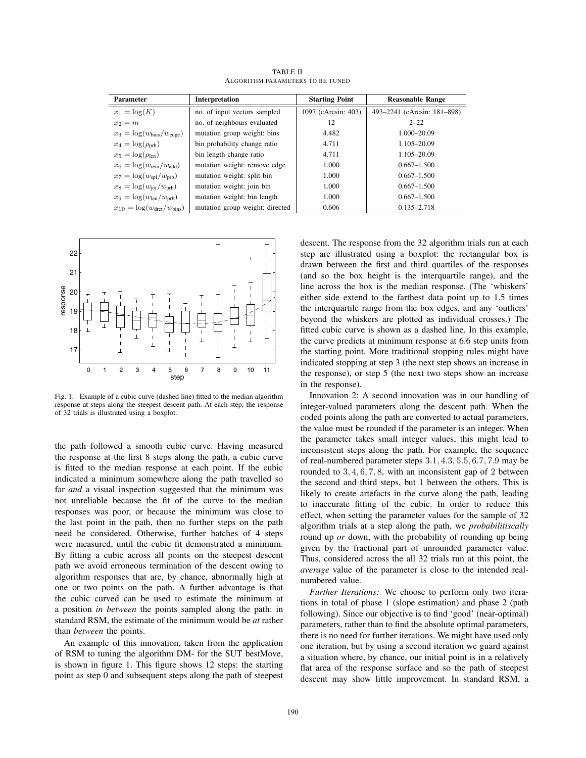TABLE II
ALGORITHM PARAMETERS TO BE TUNED

| Parameter | Interpretation | Starting Point | Reasonable Range |
|---|---|---|---|
| $x_1 = \log(K)$ | no. of input vectors sampled | 1097 (cArcsin: 403) | 493–2241 (cArcsin: 181–898) |
| $x_2 = m$ | no. of neighbours evaluated | 12 | 2–22 |
| $x_3 = \log(w_{\text{bins}}/w_{\text{edge}})$ | mutation group weight: bins | 4.482 | 1.000–20.09 |
| $x_4 = \log(\rho_{\text{prb}})$ | bin probability change ratio | 4.711 | 1.105–20.09 |
| $x_5 = \log(\rho_{\text{len}})$ | bin length change ratio | 4.711 | 1.105–20.09 |
| $x_6 = \log(w_{\text{rem}}/w_{\text{add}})$ | mutation weight: remove edge | 1.000 | 0.667–1.500 |
| $x_7 = \log(w_{\text{spl}}/w_{\text{prb}})$ | mutation weight: split bin | 1.000 | 0.667–1.500 |
| $x_8 = \log(w_{\text{joi}}/w_{\text{prb}})$ | mutation weight: join bin | 1.000 | 0.667–1.500 |
| $x_9 = \log(w_{\text{len}}/w_{\text{prb}})$ | mutation weight: bin length | 1.000 | 0.667–1.500 |
| $x_{10} = \log(w_{\text{drct}}/w_{\text{bins}})$ | mutation group weight: directed | 0.606 | 0.135–2.718 |

Fig. 1. Example of a cubic curve (dashed line) fitted to the median algorithm response at steps along the steepest descent path. At each step, the response of 32 trials is illustrated using a boxplot.

the path followed a smooth cubic curve. Having measured the response at the first 8 steps along the path, a cubic curve is fitted to the median response at each point. If the cubic indicated a minimum somewhere along the path travelled so far *and* a visual inspection suggested that the minimum was not unreliable because the fit of the curve to the median responses was poor, or because the minimum was close to the last point in the path, then no further steps on the path need be considered. Otherwise, further batches of 4 steps were measured, until the cubic fit demonstrated a minimum. By fitting a cubic across all points on the steepest descent path we avoid erroneous termination of the descent owing to algorithm responses that are, by chance, abnormally high at one or two points on the path. A further advantage is that the cubic curved can be used to estimate the minimum at a position *in between* the points sampled along the path: in standard RSM, the estimate of the minimum would be *at* rather than *between* the points.

An example of this innovation, taken from the application of RSM to tuning the algorithm DM- for the SUT bestMove, is shown in figure 1. This figure shows 12 steps: the starting point as step 0 and subsequent steps along the path of steepest descent. The response from the 32 algorithm trials run at each step are illustrated using a boxplot: the rectangular box is drawn between the first and third quartiles of the responses (and so the box height is the interquartile range), and the line across the box is the median response. (The 'whiskers' either side extend to the farthest data point up to 1.5 times the interquartile range from the box edges, and any 'outliers' beyond the whiskers are plotted as individual crosses.) The fitted cubic curve is shown as a dashed line. In this example, the curve predicts at minimum response at 6.6 step units from the starting point. More traditional stopping rules might have indicated stopping at step 3 (the next step shows an increase in the response), or step 5 (the next two steps show an increase in the response).

Innovation 2: A second innovation was in our handling of integer-valued parameters along the descent path. When the coded points along the path are converted to actual parameters, the value must be rounded if the parameter is an integer. When the parameter takes small integer values, this might lead to inconsistent steps along the path. For example, the sequence of real-numbered parameter steps $3.1, 4.3, 5.5, 6.7, 7.9$ may be rounded to $3, 4, 6, 7, 8$, with an inconsistent gap of 2 between the second and third steps, but 1 between the others. This is likely to create artefacts in the curve along the path, leading to inaccurate fitting of the cubic. In order to reduce this effect, when setting the parameter values for the sample of 32 algorithm trials at a step along the path, we *probabilitiscally* round up *or* down, with the probability of rounding up being given by the fractional part of unrounded parameter value. Thus, considered across the all 32 trials run at this point, the *average* value of the parameter is close to the intended real-numbered value.

*Further Iterations:* We choose to perform only two iterations in total of phase 1 (slope estimation) and phase 2 (path following). Since our objective is to find 'good' (near-optimal) parameters, rather than to find the absolute optimal parameters, there is no need for further iterations. We might have used only one iteration, but by using a second iteration we guard against a situation where, by chance, our initial point is in a relatively flat area of the response surface and so the path of steepest descent may show little improvement. In standard RSM, a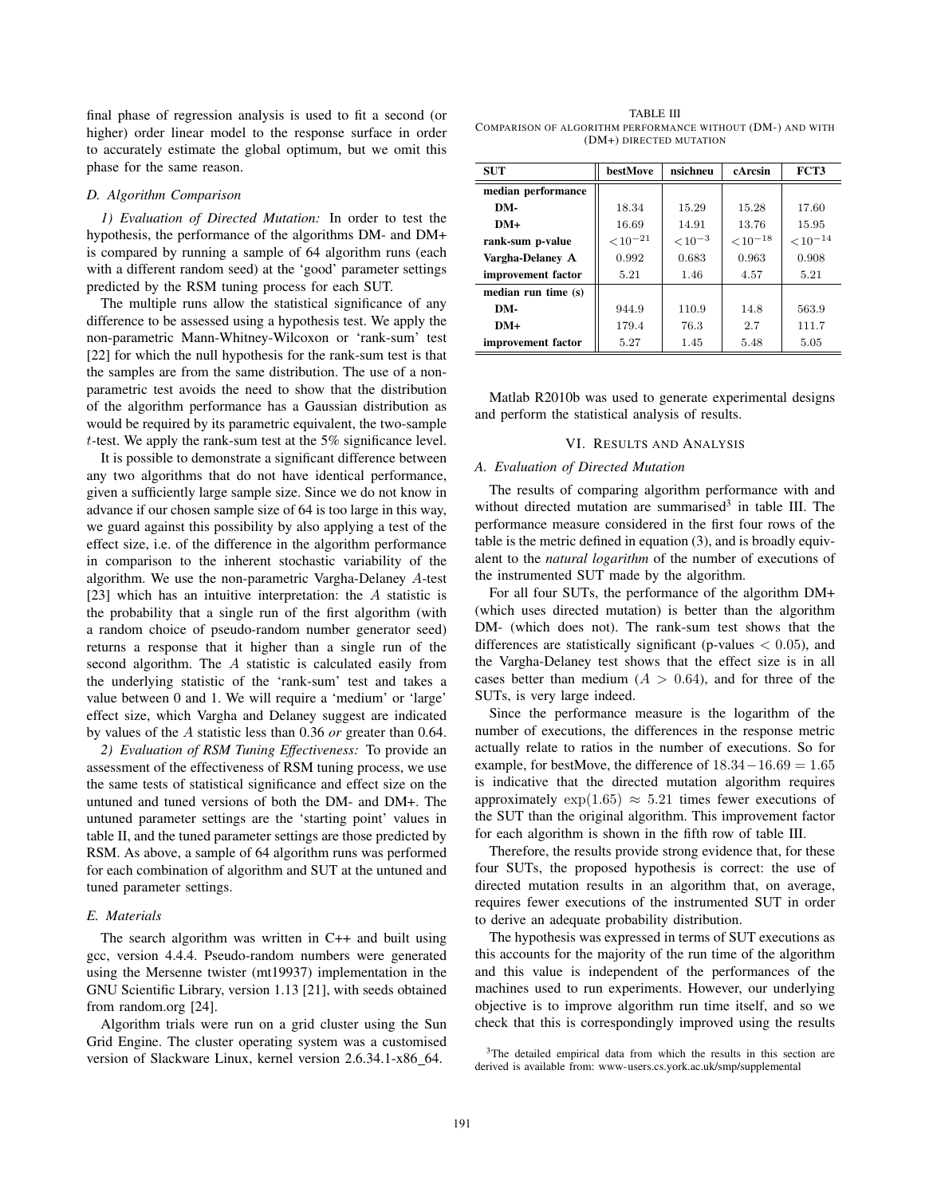final phase of regression analysis is used to fit a second (or higher) order linear model to the response surface in order to accurately estimate the global optimum, but we omit this phase for the same reason.

### D. Algorithm Comparison

*1) Evaluation of Directed Mutation:* In order to test the hypothesis, the performance of the algorithms DM- and DM+ is compared by running a sample of 64 algorithm runs (each with a different random seed) at the 'good' parameter settings predicted by the RSM tuning process for each SUT.

The multiple runs allow the statistical significance of any difference to be assessed using a hypothesis test. We apply the non-parametric Mann-Whitney-Wilcoxon or 'rank-sum' test [22] for which the null hypothesis for the rank-sum test is that the samples are from the same distribution. The use of a non-parametric test avoids the need to show that the distribution of the algorithm performance has a Gaussian distribution as would be required by its parametric equivalent, the two-sample $t$-test. We apply the rank-sum test at the 5% significance level.

It is possible to demonstrate a significant difference between any two algorithms that do not have identical performance, given a sufficiently large sample size. Since we do not know in advance if our chosen sample size of 64 is too large in this way, we guard against this possibility by also applying a test of the effect size, i.e. of the difference in the algorithm performance in comparison to the inherent stochastic variability of the algorithm. We use the non-parametric Vargha-Delaney $A$-test [23] which has an intuitive interpretation: the $A$ statistic is the probability that a single run of the first algorithm (with a random choice of pseudo-random number generator seed) returns a response that it higher than a single run of the second algorithm. The $A$ statistic is calculated easily from the underlying statistic of the 'rank-sum' test and takes a value between 0 and 1. We will require a 'medium' or 'large' effect size, which Vargha and Delaney suggest are indicated by values of the $A$ statistic less than 0.36 *or* greater than 0.64.

*2) Evaluation of RSM Tuning Effectiveness:* To provide an assessment of the effectiveness of RSM tuning process, we use the same tests of statistical significance and effect size on the untuned and tuned versions of both the DM- and DM+. The untuned parameter settings are the 'starting point' values in table II, and the tuned parameter settings are those predicted by RSM. As above, a sample of 64 algorithm runs was performed for each combination of algorithm and SUT at the untuned and tuned parameter settings.

### E. Materials

The search algorithm was written in C++ and built using gcc, version 4.4.4. Pseudo-random numbers were generated using the Mersenne twister (mt19937) implementation in the GNU Scientific Library, version 1.13 [21], with seeds obtained from random.org [24].

Algorithm trials were run on a grid cluster using the Sun Grid Engine. The cluster operating system was a customised version of Slackware Linux, kernel version 2.6.34.1-x86_64.

TABLE III
COMPARISON OF ALGORITHM PERFORMANCE WITHOUT (DM-) AND WITH (DM+) DIRECTED MUTATION

| SUT | bestMove | nsichneu | cArcsin | FCT3 |
|---|---|---|---|---|
| **median performance** | | | | |
| **DM-** | 18.34 | 15.29 | 15.28 | 17.60 |
| **DM+** | 16.69 | 14.91 | 13.76 | 15.95 |
| **rank-sum p-value** | $<10^{-21}$ | $<10^{-3}$ | $<10^{-18}$ | $<10^{-14}$ |
| **Vargha-Delaney A** | 0.992 | 0.683 | 0.963 | 0.908 |
| **improvement factor** | 5.21 | 1.46 | 4.57 | 5.21 |
| **median run time (s)** | | | | |
| **DM-** | 944.9 | 110.9 | 14.8 | 563.9 |
| **DM+** | 179.4 | 76.3 | 2.7 | 111.7 |
| **improvement factor** | 5.27 | 1.45 | 5.48 | 5.05 |

Matlab R2010b was used to generate experimental designs and perform the statistical analysis of results.

## VI. Results and Analysis

### A. Evaluation of Directed Mutation

The results of comparing algorithm performance with and without directed mutation are summarised[3] in table III. The performance measure considered in the first four rows of the table is the metric defined in equation (3), and is broadly equivalent to the *natural logarithm* of the number of executions of the instrumented SUT made by the algorithm.

For all four SUTs, the performance of the algorithm DM+ (which uses directed mutation) is better than the algorithm DM- (which does not). The rank-sum test shows that the differences are statistically significant (p-values $< 0.05$), and the Vargha-Delaney test shows that the effect size is in all cases better than medium ($A > 0.64$), and for three of the SUTs, is very large indeed.

Since the performance measure is the logarithm of the number of executions, the differences in the response metric actually relate to ratios in the number of executions. So for example, for bestMove, the difference of $18.34 - 16.69 = 1.65$ is indicative that the directed mutation algorithm requires approximately $\exp(1.65) \approx 5.21$ times fewer executions of the SUT than the original algorithm. This improvement factor for each algorithm is shown in the fifth row of table III.

Therefore, the results provide strong evidence that, for these four SUTs, the proposed hypothesis is correct: the use of directed mutation results in an algorithm that, on average, requires fewer executions of the instrumented SUT in order to derive an adequate probability distribution.

The hypothesis was expressed in terms of SUT executions as this accounts for the majority of the run time of the algorithm and this value is independent of the performances of the machines used to run experiments. However, our underlying objective is to improve algorithm run time itself, and so we check that this is correspondingly improved using the results

[3] The detailed empirical data from which the results in this section are derived is available from: www-users.cs.york.ac.uk/smp/supplemental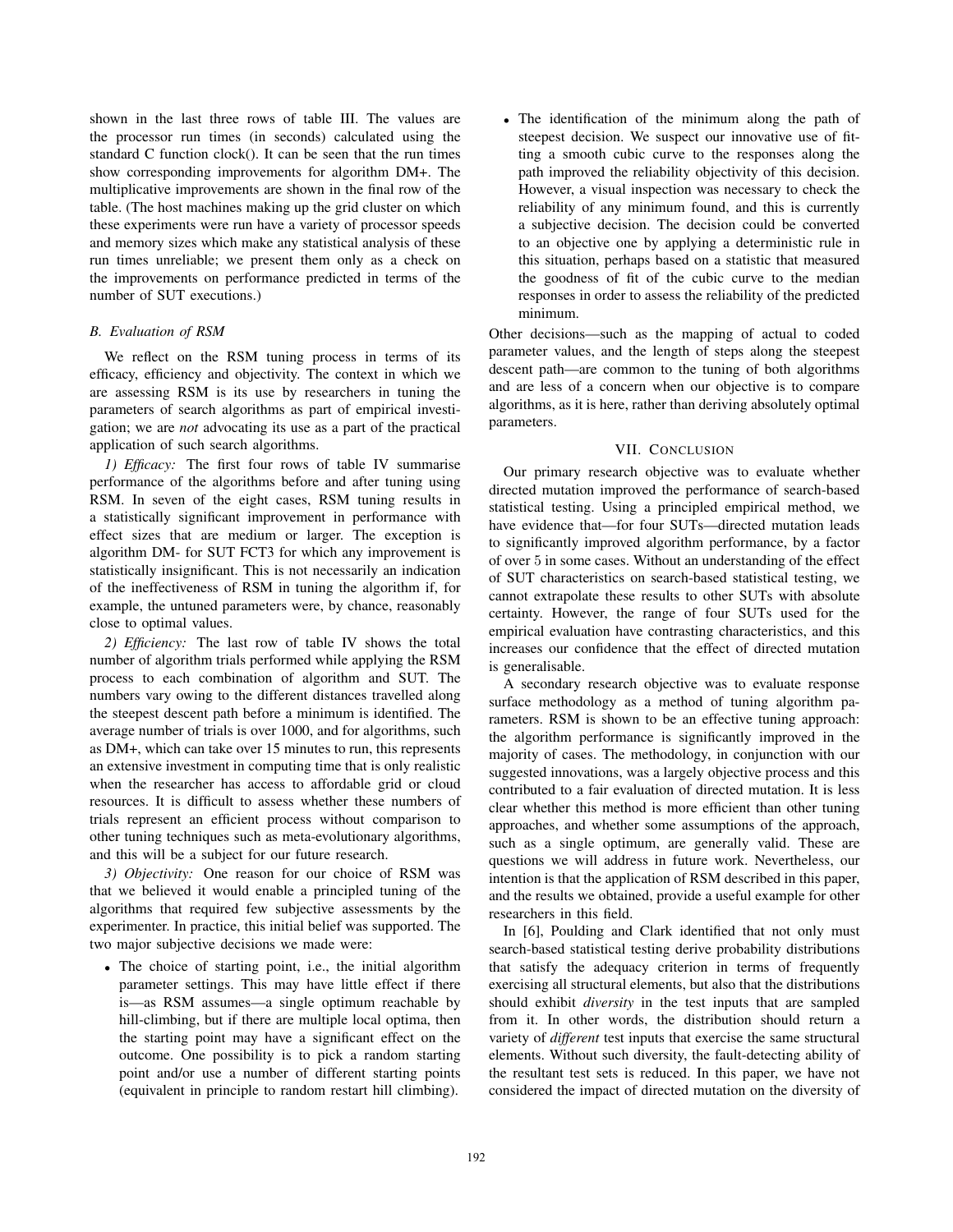shown in the last three rows of table III. The values are the processor run times (in seconds) calculated using the standard C function clock(). It can be seen that the run times show corresponding improvements for algorithm DM+. The multiplicative improvements are shown in the final row of the table. (The host machines making up the grid cluster on which these experiments were run have a variety of processor speeds and memory sizes which make any statistical analysis of these run times unreliable; we present them only as a check on the improvements on performance predicted in terms of the number of SUT executions.)

### B. Evaluation of RSM

We reflect on the RSM tuning process in terms of its efficacy, efficiency and objectivity. The context in which we are assessing RSM is its use by researchers in tuning the parameters of search algorithms as part of empirical investigation; we are *not* advocating its use as a part of the practical application of such search algorithms.

*1) Efficacy:* The first four rows of table IV summarise performance of the algorithms before and after tuning using RSM. In seven of the eight cases, RSM tuning results in a statistically significant improvement in performance with effect sizes that are medium or larger. The exception is algorithm DM- for SUT FCT3 for which any improvement is statistically insignificant. This is not necessarily an indication of the ineffectiveness of RSM in tuning the algorithm if, for example, the untuned parameters were, by chance, reasonably close to optimal values.

*2) Efficiency:* The last row of table IV shows the total number of algorithm trials performed while applying the RSM process to each combination of algorithm and SUT. The numbers vary owing to the different distances travelled along the steepest descent path before a minimum is identified. The average number of trials is over 1000, and for algorithms, such as DM+, which can take over 15 minutes to run, this represents an extensive investment in computing time that is only realistic when the researcher has access to affordable grid or cloud resources. It is difficult to assess whether these numbers of trials represent an efficient process without comparison to other tuning techniques such as meta-evolutionary algorithms, and this will be a subject for our future research.

*3) Objectivity:* One reason for our choice of RSM was that we believed it would enable a principled tuning of the algorithms that required few subjective assessments by the experimenter. In practice, this initial belief was supported. The two major subjective decisions we made were:

- The choice of starting point, i.e., the initial algorithm parameter settings. This may have little effect if there is—as RSM assumes—a single optimum reachable by hill-climbing, but if there are multiple local optima, then the starting point may have a significant effect on the outcome. One possibility is to pick a random starting point and/or use a number of different starting points (equivalent in principle to random restart hill climbing).
- The identification of the minimum along the path of steepest decision. We suspect our innovative use of fitting a smooth cubic curve to the responses along the path improved the reliability objectivity of this decision. However, a visual inspection was necessary to check the reliability of any minimum found, and this is currently a subjective decision. The decision could be converted to an objective one by applying a deterministic rule in this situation, perhaps based on a statistic that measured the goodness of fit of the cubic curve to the median responses in order to assess the reliability of the predicted minimum.

Other decisions—such as the mapping of actual to coded parameter values, and the length of steps along the steepest descent path—are common to the tuning of both algorithms and are less of a concern when our objective is to compare algorithms, as it is here, rather than deriving absolutely optimal parameters.

## VII. Conclusion

Our primary research objective was to evaluate whether directed mutation improved the performance of search-based statistical testing. Using a principled empirical method, we have evidence that—for four SUTs—directed mutation leads to significantly improved algorithm performance, by a factor of over 5 in some cases. Without an understanding of the effect of SUT characteristics on search-based statistical testing, we cannot extrapolate these results to other SUTs with absolute certainty. However, the range of four SUTs used for the empirical evaluation have contrasting characteristics, and this increases our confidence that the effect of directed mutation is generalisable.

A secondary research objective was to evaluate response surface methodology as a method of tuning algorithm parameters. RSM is shown to be an effective tuning approach: the algorithm performance is significantly improved in the majority of cases. The methodology, in conjunction with our suggested innovations, was a largely objective process and this contributed to a fair evaluation of directed mutation. It is less clear whether this method is more efficient than other tuning approaches, and whether some assumptions of the approach, such as a single optimum, are generally valid. These are questions we will address in future work. Nevertheless, our intention is that the application of RSM described in this paper, and the results we obtained, provide a useful example for other researchers in this field.

In [6], Poulding and Clark identified that not only must search-based statistical testing derive probability distributions that satisfy the adequacy criterion in terms of frequently exercising all structural elements, but also that the distributions should exhibit *diversity* in the test inputs that are sampled from it. In other words, the distribution should return a variety of *different* test inputs that exercise the same structural elements. Without such diversity, the fault-detecting ability of the resultant test sets is reduced. In this paper, we have not considered the impact of directed mutation on the diversity of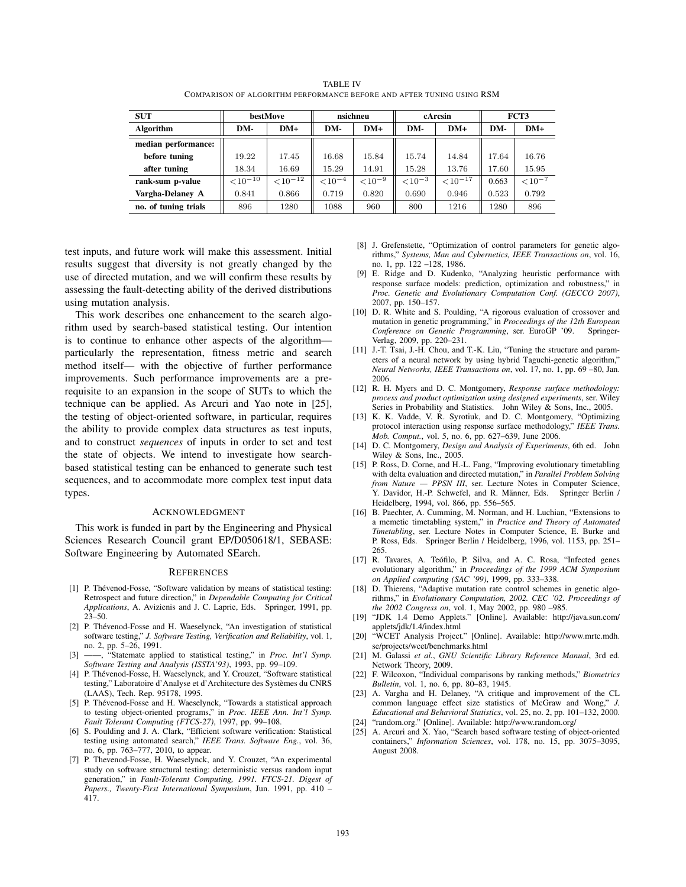TABLE IV
COMPARISON OF ALGORITHM PERFORMANCE BEFORE AND AFTER TUNING USING RSM

| **SUT** | **bestMove** | | **nsichneu** | | **cArcsin** | | **FCT3** | |
|---|---|---|---|---|---|---|---|---|
| **Algorithm** | **DM-** | **DM+** | **DM-** | **DM+** | **DM-** | **DM+** | **DM-** | **DM+** |
| **median performance:** | | | | | | | | |
| **before tuning** | 19.22 | 17.45 | 16.68 | 15.84 | 15.74 | 14.84 | 17.64 | 16.76 |
| **after tuning** | 18.34 | 16.69 | 15.29 | 14.91 | 15.28 | 13.76 | 17.60 | 15.95 |
| **rank-sum p-value** | $<10^{-10}$ | $<10^{-12}$ | $<10^{-4}$ | $<10^{-9}$ | $<10^{-3}$ | $<10^{-17}$ | 0.663 | $<10^{-7}$ |
| **Vargha-Delaney A** | 0.841 | 0.866 | 0.719 | 0.820 | 0.690 | 0.946 | 0.523 | 0.792 |
| **no. of tuning trials** | 896 | 1280 | 1088 | 960 | 800 | 1216 | 1280 | 896 |

test inputs, and future work will make this assessment. Initial results suggest that diversity is not greatly changed by the use of directed mutation, and we will confirm these results by assessing the fault-detecting ability of the derived distributions using mutation analysis.

This work describes one enhancement to the search algorithm used by search-based statistical testing. Our intention is to continue to enhance other aspects of the algorithm—particularly the representation, fitness metric and search method itself— with the objective of further performance improvements. Such performance improvements are a prerequisite to an expansion in the scope of SUTs to which the technique can be applied. As Arcuri and Yao note in [25], the testing of object-oriented software, in particular, requires the ability to provide complex data structures as test inputs, and to construct *sequences* of inputs in order to set and test the state of objects. We intend to investigate how search-based statistical testing can be enhanced to generate such test sequences, and to accommodate more complex test input data types.

## ACKNOWLEDGMENT

This work is funded in part by the Engineering and Physical Sciences Research Council grant EP/D050618/1, SEBASE: Software Engineering by Automated SEarch.

## REFERENCES

[1] P. Thévenod-Fosse, "Software validation by means of statistical testing: Retrospect and future direction," in *Dependable Computing for Critical Applications*, A. Avizienis and J. C. Laprie, Eds. Springer, 1991, pp. 23–50.

[2] P. Thévenod-Fosse and H. Waeselynck, "An investigation of statistical software testing," *J. Software Testing, Verification and Reliability*, vol. 1, no. 2, pp. 5–26, 1991.

[3] ——, "Statemate applied to statistical testing," in *Proc. Int'l Symp. Software Testing and Analysis (ISSTA'93)*, 1993, pp. 99–109.

[4] P. Thévenod-Fosse, H. Waeselynck, and Y. Crouzet, "Software statistical testing," Laboratoire d'Analyse et d'Architecture des Systèmes du CNRS (LAAS), Tech. Rep. 95178, 1995.

[5] P. Thévenod-Fosse and H. Waeselynck, "Towards a statistical approach to testing object-oriented programs," in *Proc. IEEE Ann. Int'l Symp. Fault Tolerant Computing (FTCS-27)*, 1997, pp. 99–108.

[6] S. Poulding and J. A. Clark, "Efficient software verification: Statistical testing using automated search," *IEEE Trans. Software Eng.*, vol. 36, no. 6, pp. 763–777, 2010, to appear.

[7] P. Thevenod-Fosse, H. Waeselynck, and Y. Crouzet, "An experimental study on software structural testing: deterministic versus random input generation," in *Fault-Tolerant Computing, 1991. FTCS-21. Digest of Papers., Twenty-First International Symposium*, Jun. 1991, pp. 410 – 417.

[8] J. Grefenstette, "Optimization of control parameters for genetic algorithms," *Systems, Man and Cybernetics, IEEE Transactions on*, vol. 16, no. 1, pp. 122 –128, 1986.

[9] E. Ridge and D. Kudenko, "Analyzing heuristic performance with response surface models: prediction, optimization and robustness," in *Proc. Genetic and Evolutionary Computation Conf. (GECCO 2007)*, 2007, pp. 150–157.

[10] D. R. White and S. Poulding, "A rigorous evaluation of crossover and mutation in genetic programming," in *Proceedings of the 12th European Conference on Genetic Programming*, ser. EuroGP '09. Springer-Verlag, 2009, pp. 220–231.

[11] J.-T. Tsai, J.-H. Chou, and T.-K. Liu, "Tuning the structure and parameters of a neural network by using hybrid Taguchi-genetic algorithm," *Neural Networks, IEEE Transactions on*, vol. 17, no. 1, pp. 69 –80, Jan. 2006.

[12] R. H. Myers and D. C. Montgomery, *Response surface methodology: process and product optimization using designed experiments*, ser. Wiley Series in Probability and Statistics. John Wiley & Sons, Inc., 2005.

[13] K. K. Vadde, V. R. Syrotiuk, and D. C. Montgomery, "Optimizing protocol interaction using response surface methodology," *IEEE Trans. Mob. Comput.*, vol. 5, no. 6, pp. 627–639, June 2006.

[14] D. C. Montgomery, *Design and Analysis of Experiments*, 6th ed. John Wiley & Sons, Inc., 2005.

[15] P. Ross, D. Corne, and H.-L. Fang, "Improving evolutionary timetabling with delta evaluation and directed mutation," in *Parallel Problem Solving from Nature — PPSN III*, ser. Lecture Notes in Computer Science, Y. Davidor, H.-P. Schwefel, and R. Männer, Eds. Springer Berlin / Heidelberg, 1994, vol. 866, pp. 556–565.

[16] B. Paechter, A. Cumming, M. Norman, and H. Luchian, "Extensions to a memetic timetabling system," in *Practice and Theory of Automated Timetabling*, ser. Lecture Notes in Computer Science, E. Burke and P. Ross, Eds. Springer Berlin / Heidelberg, 1996, vol. 1153, pp. 251–265.

[17] R. Tavares, A. Teófilo, P. Silva, and A. C. Rosa, "Infected genes evolutionary algorithm," in *Proceedings of the 1999 ACM Symposium on Applied computing (SAC '99)*, 1999, pp. 333–338.

[18] D. Thierens, "Adaptive mutation rate control schemes in genetic algorithms," in *Evolutionary Computation, 2002. CEC '02. Proceedings of the 2002 Congress on*, vol. 1, May 2002, pp. 980 –985.

[19] "JDK 1.4 Demo Applets." [Online]. Available: http://java.sun.com/applets/jdk/1.4/index.html

[20] "WCET Analysis Project." [Online]. Available: http://www.mrtc.mdh.se/projects/wcet/benchmarks.html

[21] M. Galassi *et al.*, *GNU Scientific Library Reference Manual*, 3rd ed. Network Theory, 2009.

[22] F. Wilcoxon, "Individual comparisons by ranking methods," *Biometrics Bulletin*, vol. 1, no. 6, pp. 80–83, 1945.

[23] A. Vargha and H. Delaney, "A critique and improvement of the CL common language effect size statistics of McGraw and Wong," *J. Educational and Behavioral Statistics*, vol. 25, no. 2, pp. 101–132, 2000.

[24] "random.org." [Online]. Available: http://www.random.org/

[25] A. Arcuri and X. Yao, "Search based software testing of object-oriented containers," *Information Sciences*, vol. 178, no. 15, pp. 3075–3095, August 2008.